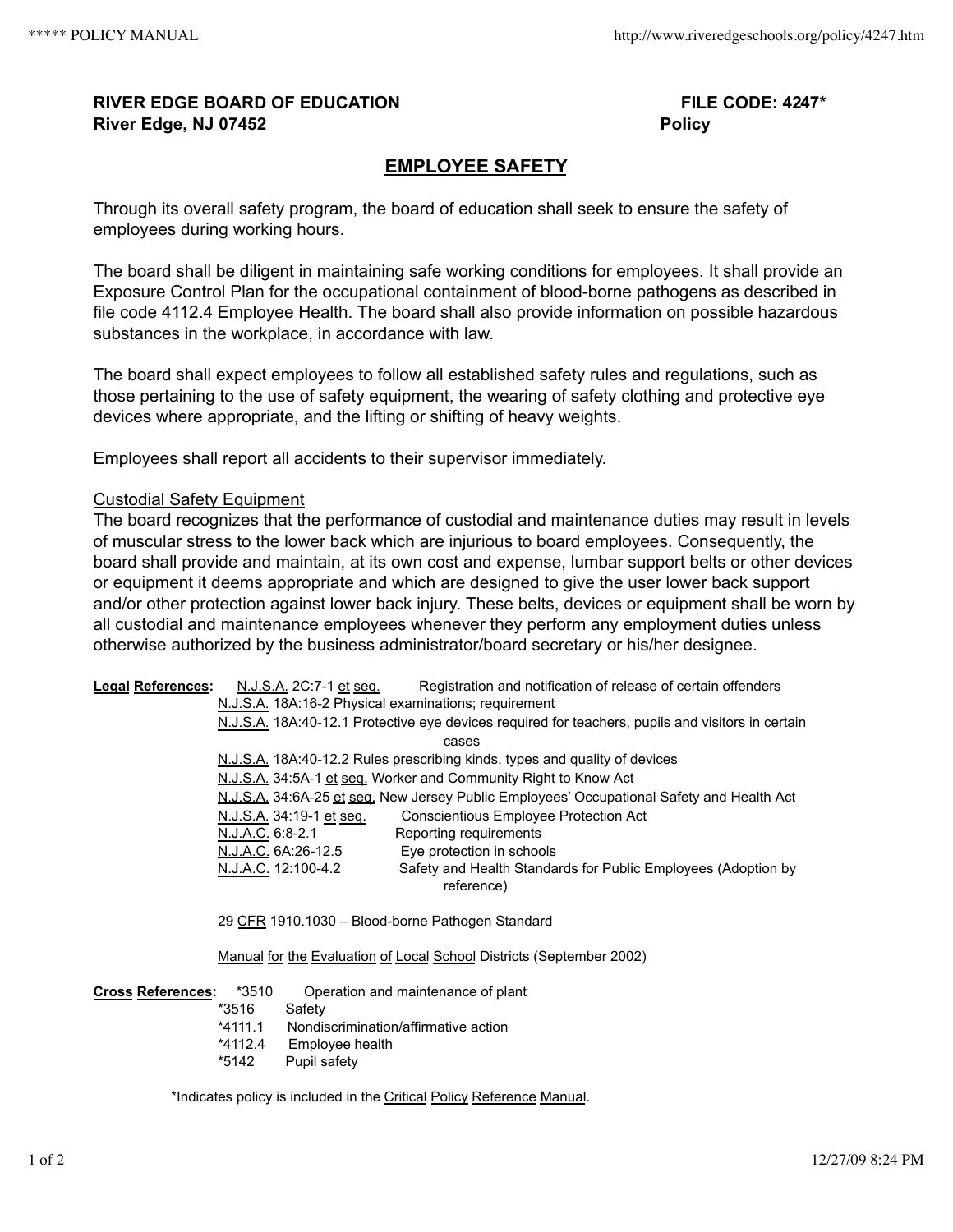**RIVER EDGE BOARD OF EDUCATION** **FILE CODE: 4247***
**River Edge, NJ 07452** **Policy**

## EMPLOYEE SAFETY

Through its overall safety program, the board of education shall seek to ensure the safety of employees during working hours.

The board shall be diligent in maintaining safe working conditions for employees. It shall provide an Exposure Control Plan for the occupational containment of blood-borne pathogens as described in file code 4112.4 Employee Health. The board shall also provide information on possible hazardous substances in the workplace, in accordance with law.

The board shall expect employees to follow all established safety rules and regulations, such as those pertaining to the use of safety equipment, the wearing of safety clothing and protective eye devices where appropriate, and the lifting or shifting of heavy weights.

Employees shall report all accidents to their supervisor immediately.

Custodial Safety Equipment

The board recognizes that the performance of custodial and maintenance duties may result in levels of muscular stress to the lower back which are injurious to board employees. Consequently, the board shall provide and maintain, at its own cost and expense, lumbar support belts or other devices or equipment it deems appropriate and which are designed to give the user lower back support and/or other protection against lower back injury. These belts, devices or equipment shall be worn by all custodial and maintenance employees whenever they perform any employment duties unless otherwise authorized by the business administrator/board secretary or his/her designee.

**Legal References:**
- N.J.S.A. 2C:7-1 et seq. Registration and notification of release of certain offenders
- N.J.S.A. 18A:16-2 Physical examinations; requirement
- N.J.S.A. 18A:40-12.1 Protective eye devices required for teachers, pupils and visitors in certain cases
- N.J.S.A. 18A:40-12.2 Rules prescribing kinds, types and quality of devices
- N.J.S.A. 34:5A-1 et seq. Worker and Community Right to Know Act
- N.J.S.A. 34:6A-25 et seq. New Jersey Public Employees' Occupational Safety and Health Act
- N.J.S.A. 34:19-1 et seq. Conscientious Employee Protection Act
- N.J.A.C. 6:8-2.1 Reporting requirements
- N.J.A.C. 6A:26-12.5 Eye protection in schools
- N.J.A.C. 12:100-4.2 Safety and Health Standards for Public Employees (Adoption by reference)

29 CFR 1910.1030 – Blood-borne Pathogen Standard

Manual for the Evaluation of Local School Districts (September 2002)

**Cross References:**
- *3510 Operation and maintenance of plant
- *3516 Safety
- *4111.1 Nondiscrimination/affirmative action
- *4112.4 Employee health
- *5142 Pupil safety

*Indicates policy is included in the Critical Policy Reference Manual.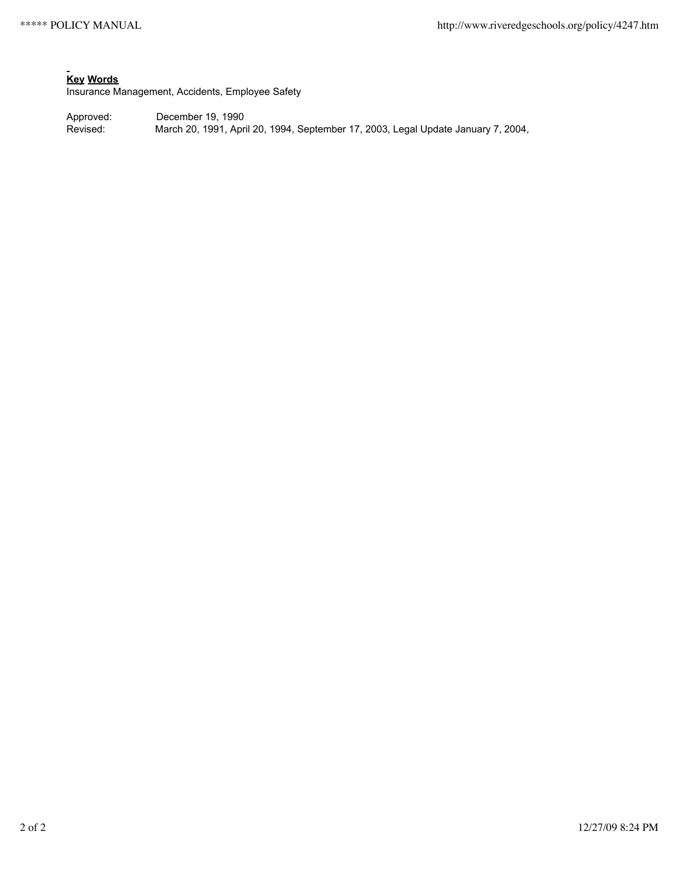**Key Words**

Insurance Management, Accidents, Employee Safety

Approved: December 19, 1990

Revised: March 20, 1991, April 20, 1994, September 17, 2003, Legal Update January 7, 2004,